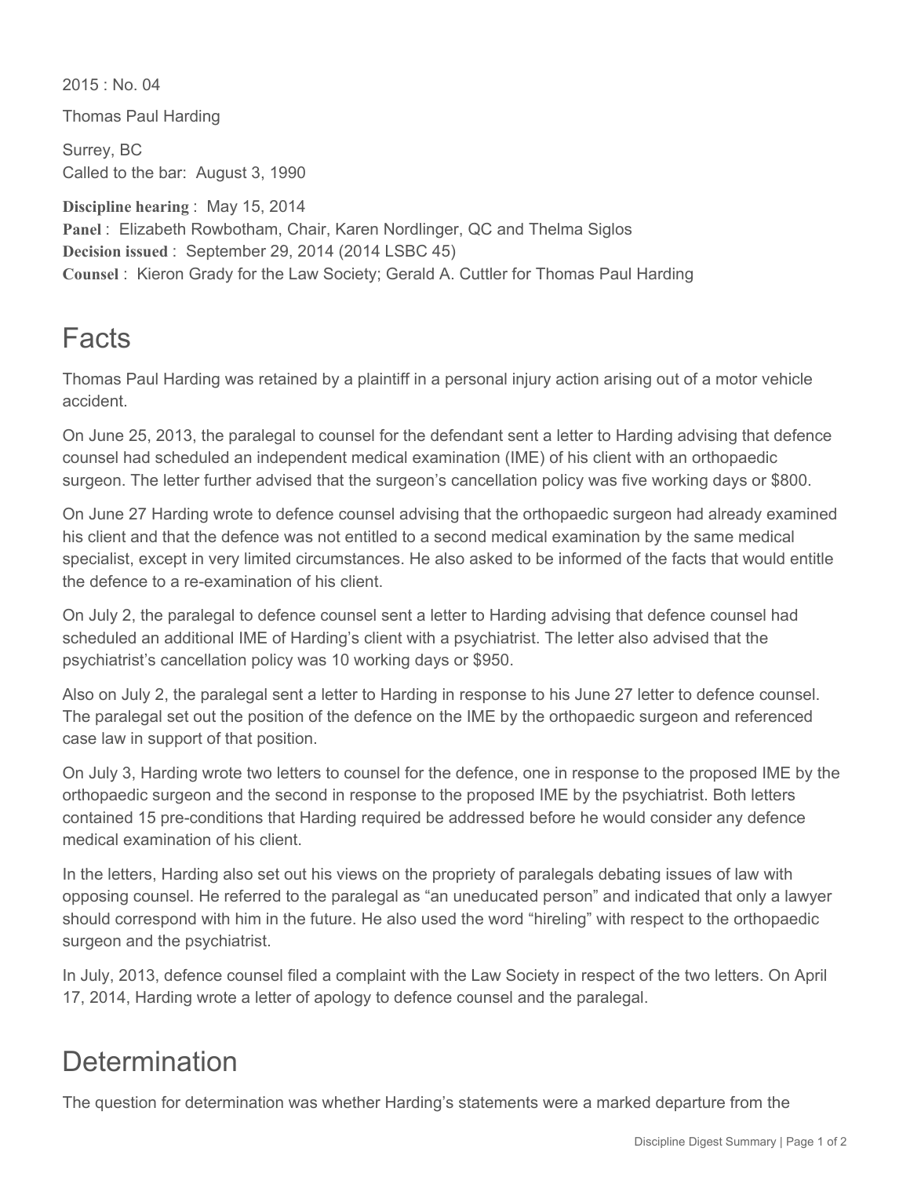2015 : No. 04

Thomas Paul Harding

Surrey, BC  
Called to the bar: August 3, 1990

**Discipline hearing** : May 15, 2014  
**Panel** : Elizabeth Rowbotham, Chair, Karen Nordlinger, QC and Thelma Siglos  
**Decision issued** : September 29, 2014 (2014 LSBC 45)  
**Counsel** : Kieron Grady for the Law Society; Gerald A. Cuttler for Thomas Paul Harding

## Facts

Thomas Paul Harding was retained by a plaintiff in a personal injury action arising out of a motor vehicle accident.

On June 25, 2013, the paralegal to counsel for the defendant sent a letter to Harding advising that defence counsel had scheduled an independent medical examination (IME) of his client with an orthopaedic surgeon. The letter further advised that the surgeon's cancellation policy was five working days or $800.

On June 27 Harding wrote to defence counsel advising that the orthopaedic surgeon had already examined his client and that the defence was not entitled to a second medical examination by the same medical specialist, except in very limited circumstances. He also asked to be informed of the facts that would entitle the defence to a re-examination of his client.

On July 2, the paralegal to defence counsel sent a letter to Harding advising that defence counsel had scheduled an additional IME of Harding's client with a psychiatrist. The letter also advised that the psychiatrist's cancellation policy was 10 working days or $950.

Also on July 2, the paralegal sent a letter to Harding in response to his June 27 letter to defence counsel. The paralegal set out the position of the defence on the IME by the orthopaedic surgeon and referenced case law in support of that position.

On July 3, Harding wrote two letters to counsel for the defence, one in response to the proposed IME by the orthopaedic surgeon and the second in response to the proposed IME by the psychiatrist. Both letters contained 15 pre-conditions that Harding required be addressed before he would consider any defence medical examination of his client.

In the letters, Harding also set out his views on the propriety of paralegals debating issues of law with opposing counsel. He referred to the paralegal as "an uneducated person" and indicated that only a lawyer should correspond with him in the future. He also used the word "hireling" with respect to the orthopaedic surgeon and the psychiatrist.

In July, 2013, defence counsel filed a complaint with the Law Society in respect of the two letters. On April 17, 2014, Harding wrote a letter of apology to defence counsel and the paralegal.

## Determination

The question for determination was whether Harding's statements were a marked departure from the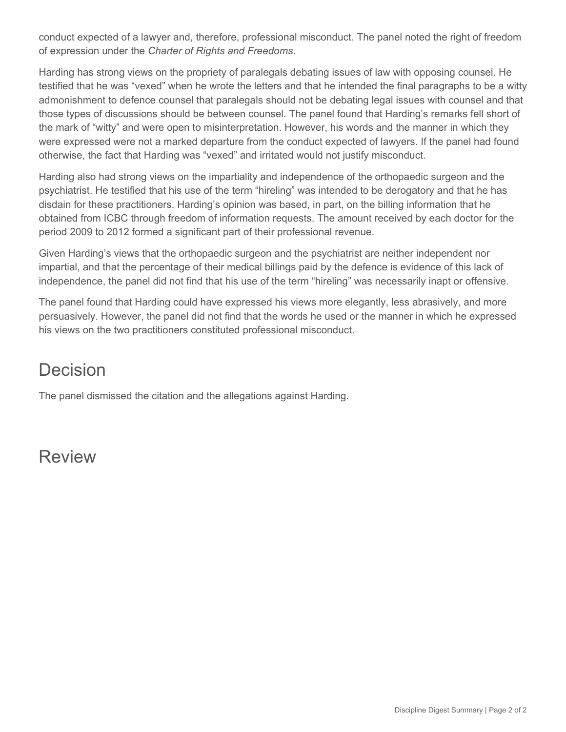conduct expected of a lawyer and, therefore, professional misconduct. The panel noted the right of freedom of expression under the *Charter of Rights and Freedoms*.

Harding has strong views on the propriety of paralegals debating issues of law with opposing counsel. He testified that he was "vexed" when he wrote the letters and that he intended the final paragraphs to be a witty admonishment to defence counsel that paralegals should not be debating legal issues with counsel and that those types of discussions should be between counsel. The panel found that Harding's remarks fell short of the mark of "witty" and were open to misinterpretation. However, his words and the manner in which they were expressed were not a marked departure from the conduct expected of lawyers. If the panel had found otherwise, the fact that Harding was "vexed" and irritated would not justify misconduct.

Harding also had strong views on the impartiality and independence of the orthopaedic surgeon and the psychiatrist. He testified that his use of the term "hireling" was intended to be derogatory and that he has disdain for these practitioners. Harding's opinion was based, in part, on the billing information that he obtained from ICBC through freedom of information requests. The amount received by each doctor for the period 2009 to 2012 formed a significant part of their professional revenue.

Given Harding's views that the orthopaedic surgeon and the psychiatrist are neither independent nor impartial, and that the percentage of their medical billings paid by the defence is evidence of this lack of independence, the panel did not find that his use of the term "hireling" was necessarily inapt or offensive.

The panel found that Harding could have expressed his views more elegantly, less abrasively, and more persuasively. However, the panel did not find that the words he used or the manner in which he expressed his views on the two practitioners constituted professional misconduct.

## Decision

The panel dismissed the citation and the allegations against Harding.

## Review